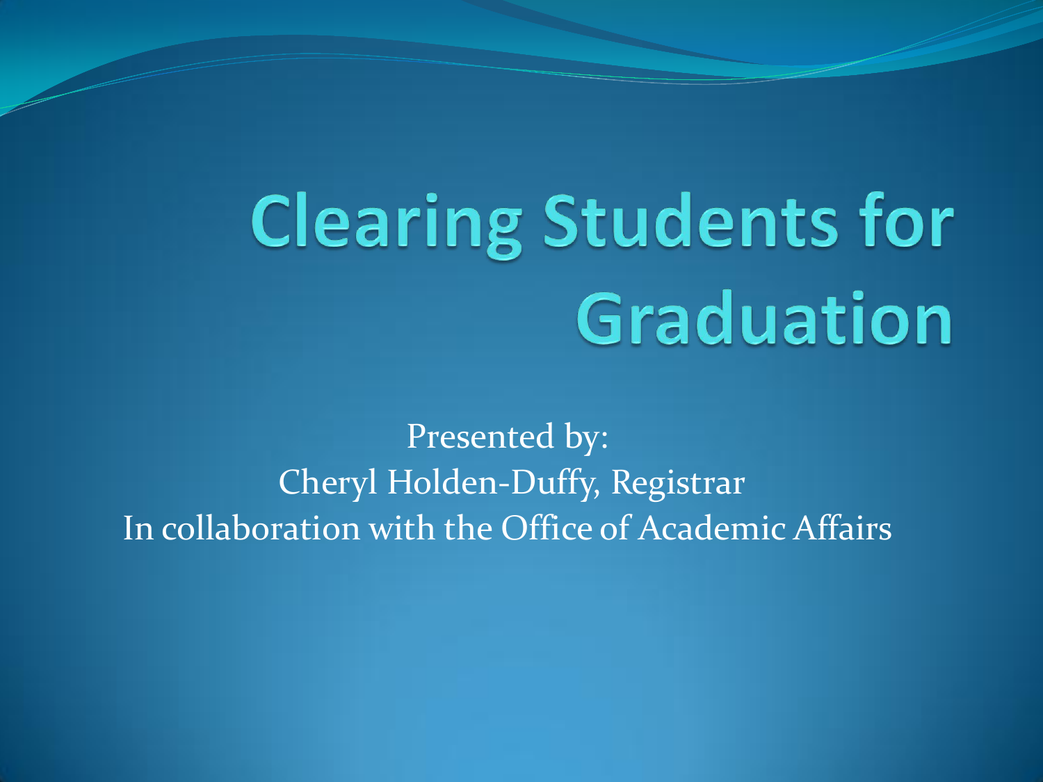# Clearing Students for Graduation

Presented by:
Cheryl Holden-Duffy, Registrar
In collaboration with the Office of Academic Affairs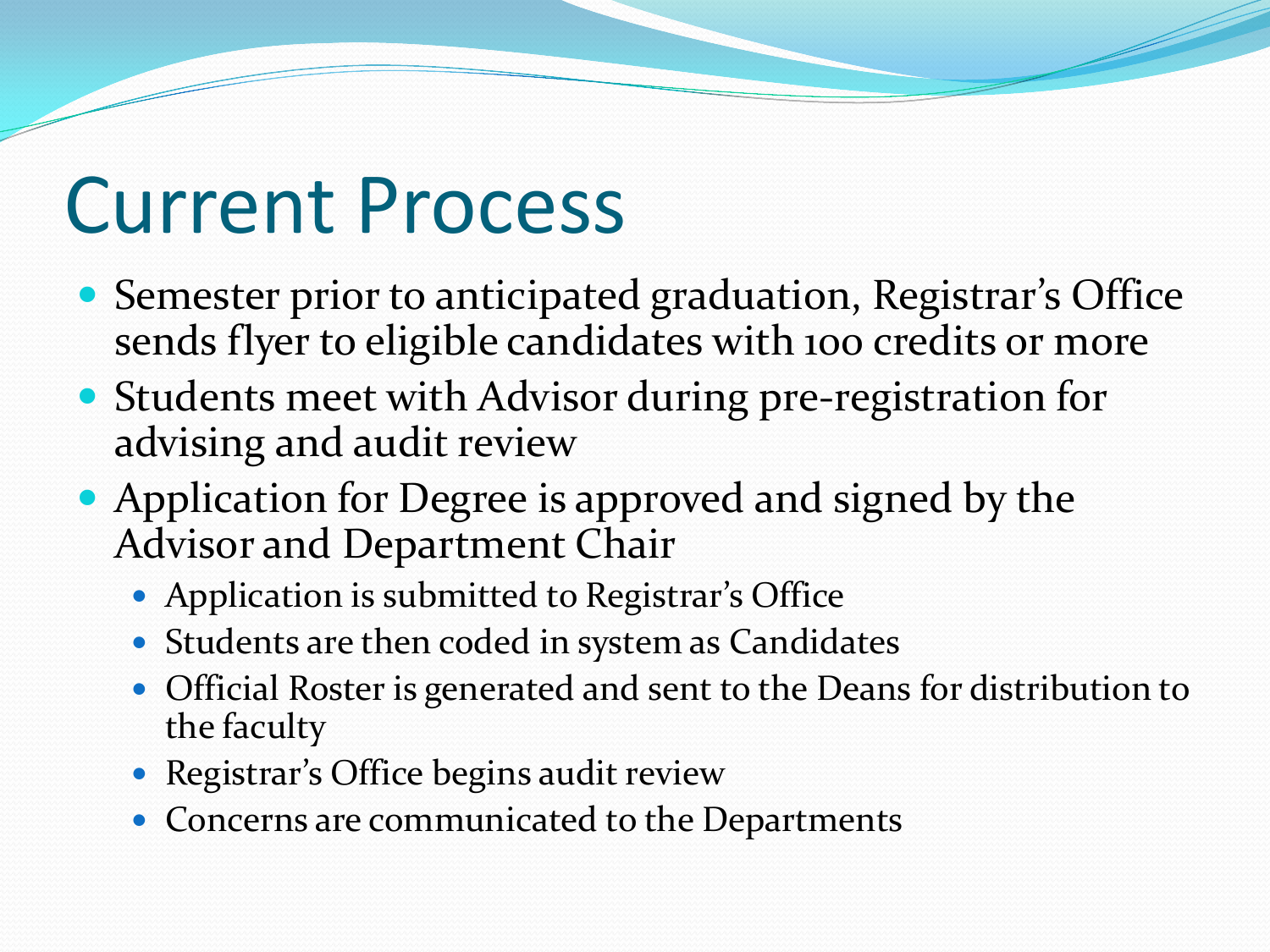# Current Process

- Semester prior to anticipated graduation, Registrar's Office sends flyer to eligible candidates with 100 credits or more
- Students meet with Advisor during pre-registration for advising and audit review
- Application for Degree is approved and signed by the Advisor and Department Chair
  - Application is submitted to Registrar's Office
  - Students are then coded in system as Candidates
  - Official Roster is generated and sent to the Deans for distribution to the faculty
  - Registrar's Office begins audit review
  - Concerns are communicated to the Departments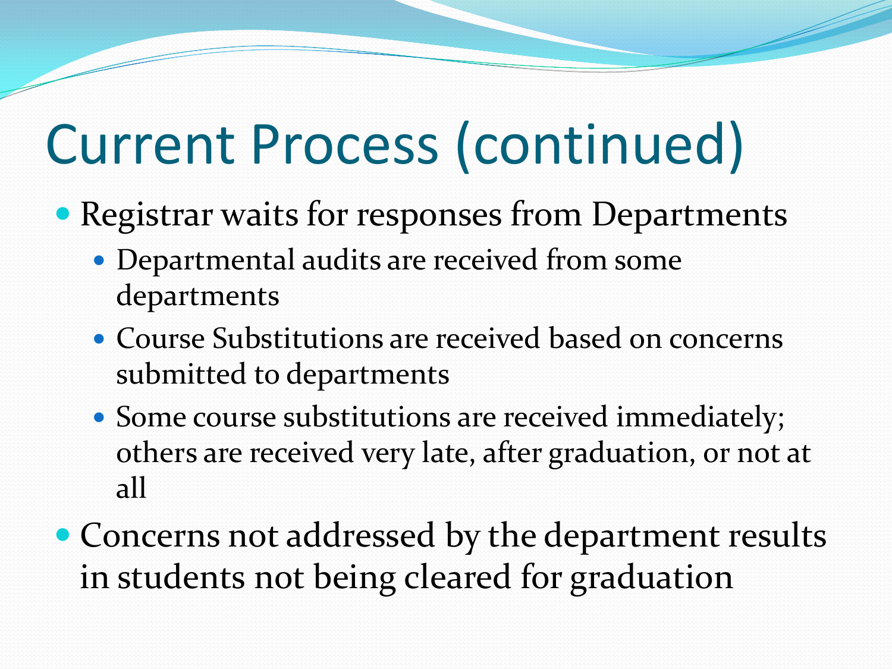# Current Process (continued)

- Registrar waits for responses from Departments
  - Departmental audits are received from some departments
  - Course Substitutions are received based on concerns submitted to departments
  - Some course substitutions are received immediately; others are received very late, after graduation, or not at all
- Concerns not addressed by the department results in students not being cleared for graduation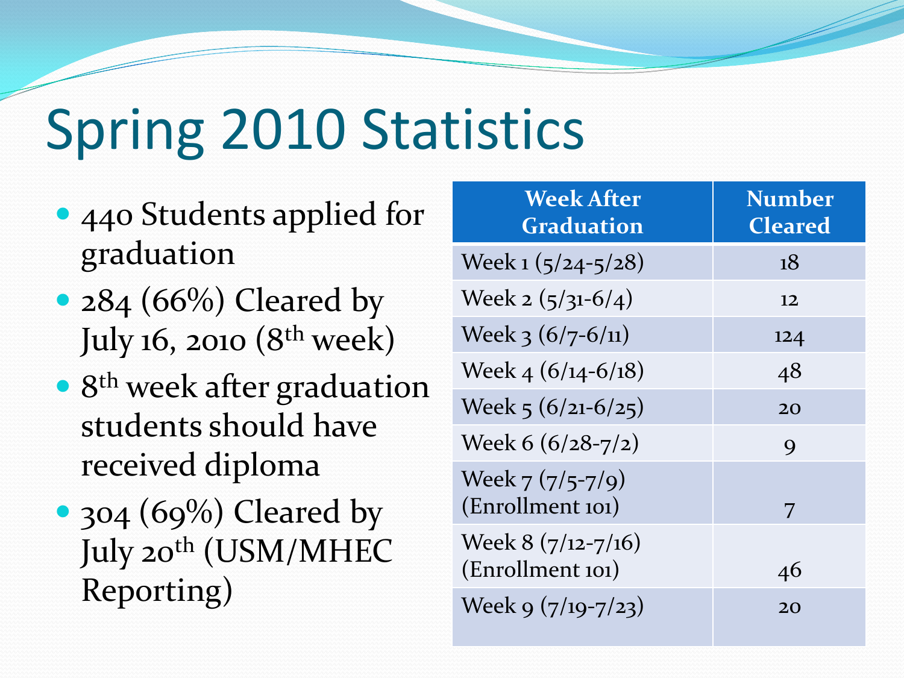# Spring 2010 Statistics

- 440 Students applied for graduation
- 284 (66%) Cleared by July 16, 2010 (8th week)
- 8th week after graduation students should have received diploma
- 304 (69%) Cleared by July 20th (USM/MHEC Reporting)

| Week After Graduation | Number Cleared |
|---|---|
| Week 1 (5/24-5/28) | 18 |
| Week 2 (5/31-6/4) | 12 |
| Week 3 (6/7-6/11) | 124 |
| Week 4 (6/14-6/18) | 48 |
| Week 5 (6/21-6/25) | 20 |
| Week 6 (6/28-7/2) | 9 |
| Week 7 (7/5-7/9) (Enrollment 101) | 7 |
| Week 8 (7/12-7/16) (Enrollment 101) | 46 |
| Week 9 (7/19-7/23) | 20 |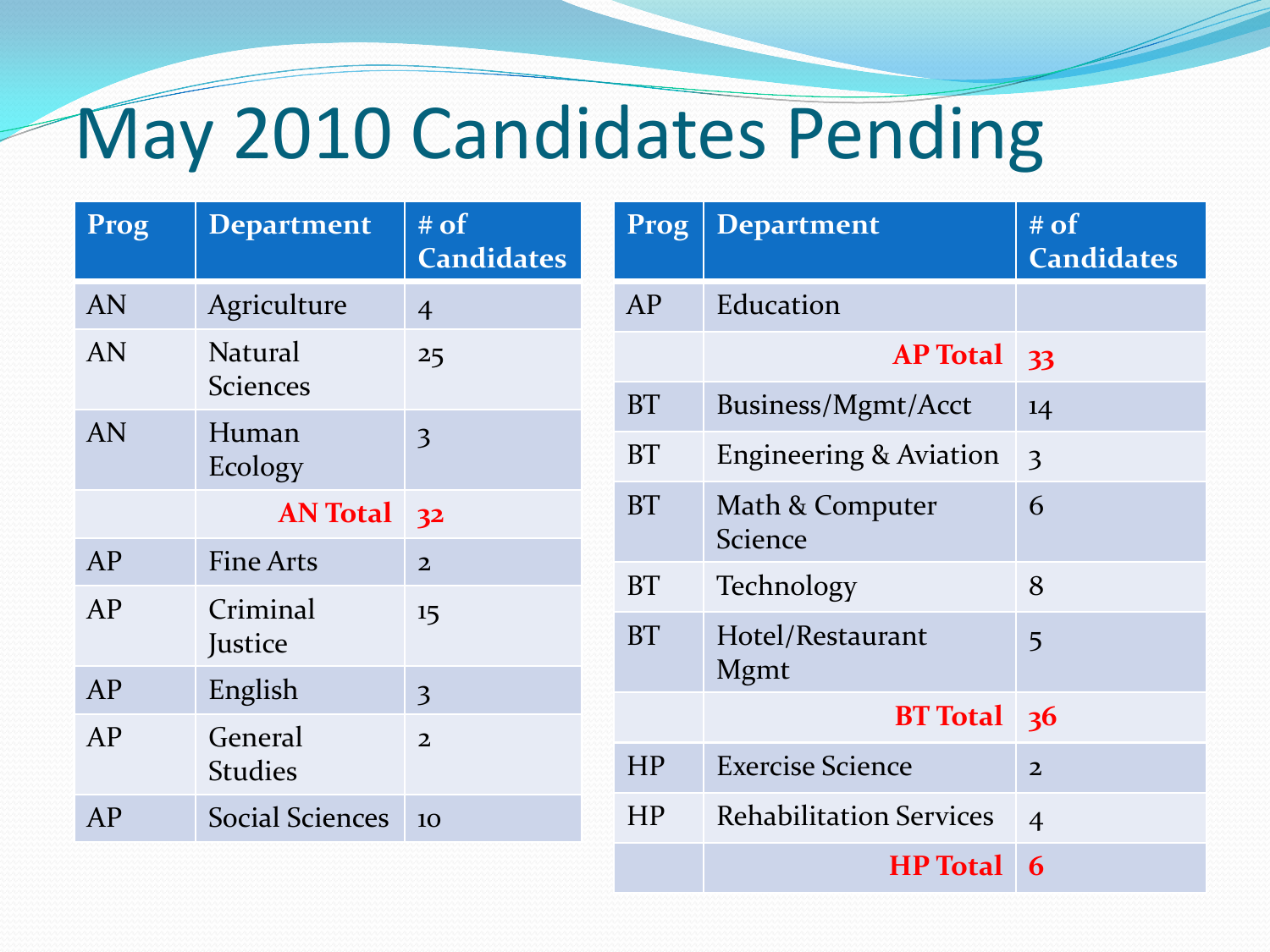# May 2010 Candidates Pending

| Prog | Department | # of Candidates |
|---|---|---|
| AN | Agriculture | 4 |
| AN | Natural Sciences | 25 |
| AN | Human Ecology | 3 |
| | **AN Total** | **32** |
| AP | Fine Arts | 2 |
| AP | Criminal Justice | 15 |
| AP | English | 3 |
| AP | General Studies | 2 |
| AP | Social Sciences | 10 |

| Prog | Department | # of Candidates |
|---|---|---|
| AP | Education | |
| | **AP Total** | **33** |
| BT | Business/Mgmt/Acct | 14 |
| BT | Engineering & Aviation | 3 |
| BT | Math & Computer Science | 6 |
| BT | Technology | 8 |
| BT | Hotel/Restaurant Mgmt | 5 |
| | **BT Total** | **36** |
| HP | Exercise Science | 2 |
| HP | Rehabilitation Services | 4 |
| | **HP Total** | **6** |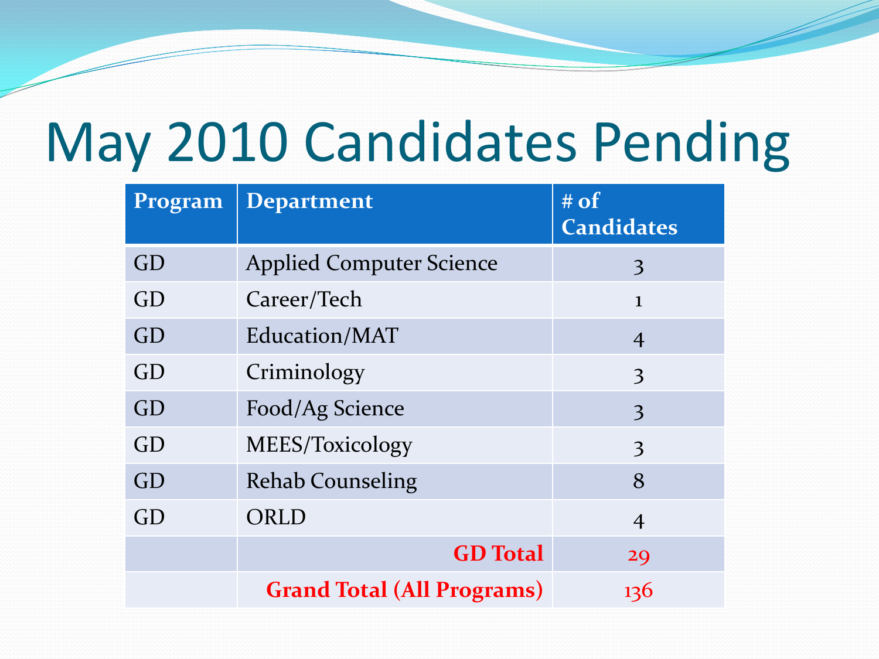# May 2010 Candidates Pending

| Program | Department | # of Candidates |
|---|---|---|
| GD | Applied Computer Science | 3 |
| GD | Career/Tech | 1 |
| GD | Education/MAT | 4 |
| GD | Criminology | 3 |
| GD | Food/Ag Science | 3 |
| GD | MEES/Toxicology | 3 |
| GD | Rehab Counseling | 8 |
| GD | ORLD | 4 |
| | **GD Total** | 29 |
| | **Grand Total (All Programs)** | 136 |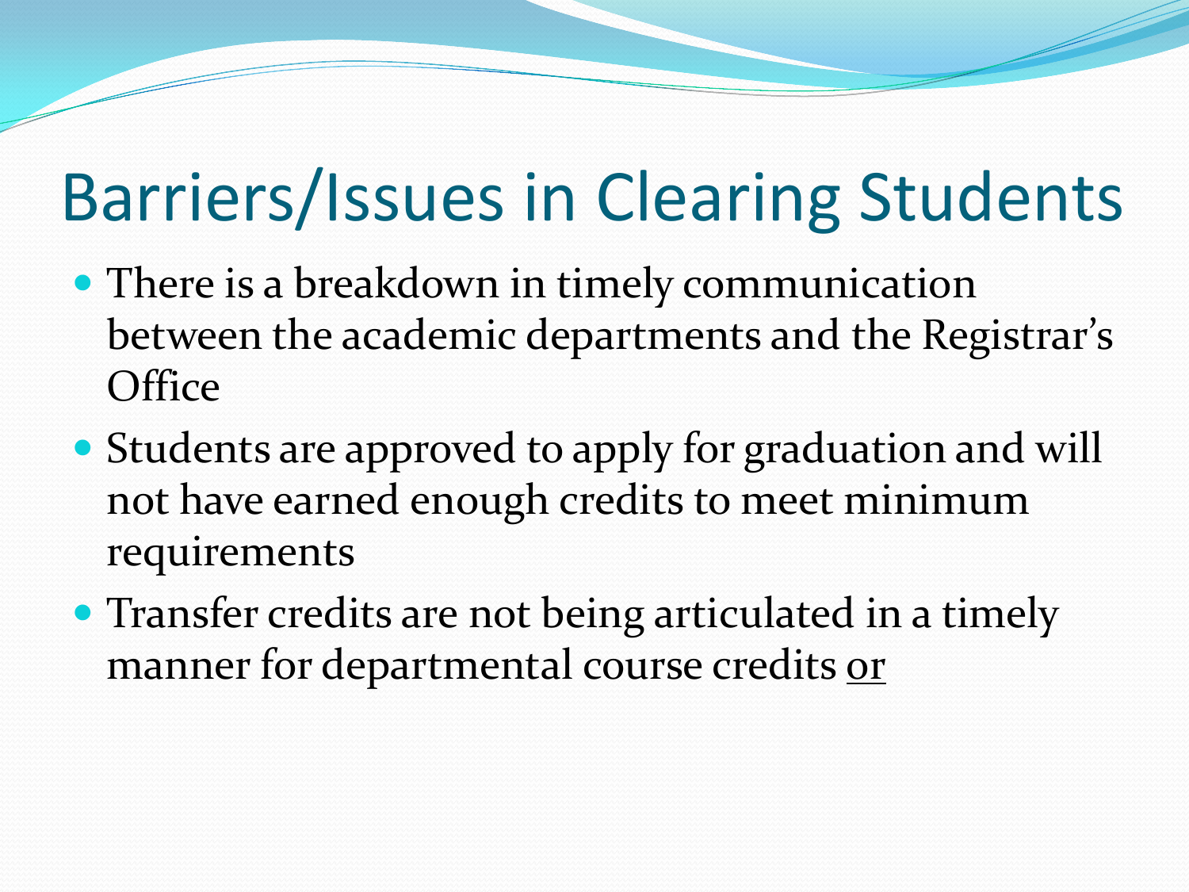# Barriers/Issues in Clearing Students

- There is a breakdown in timely communication between the academic departments and the Registrar's Office
- Students are approved to apply for graduation and will not have earned enough credits to meet minimum requirements
- Transfer credits are not being articulated in a timely manner for departmental course credits <u>or</u>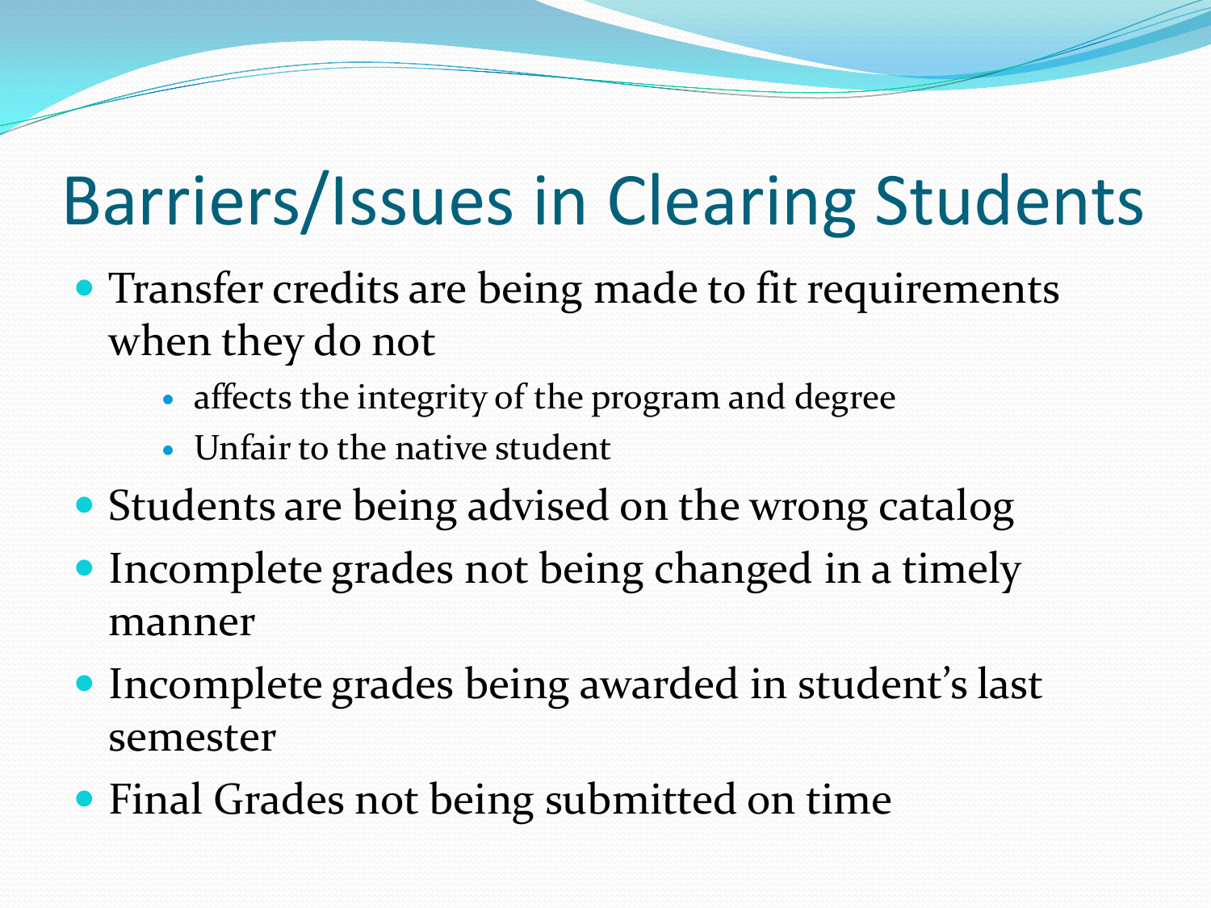# Barriers/Issues in Clearing Students

- Transfer credits are being made to fit requirements when they do not
  - affects the integrity of the program and degree
  - Unfair to the native student
- Students are being advised on the wrong catalog
- Incomplete grades not being changed in a timely manner
- Incomplete grades being awarded in student's last semester
- Final Grades not being submitted on time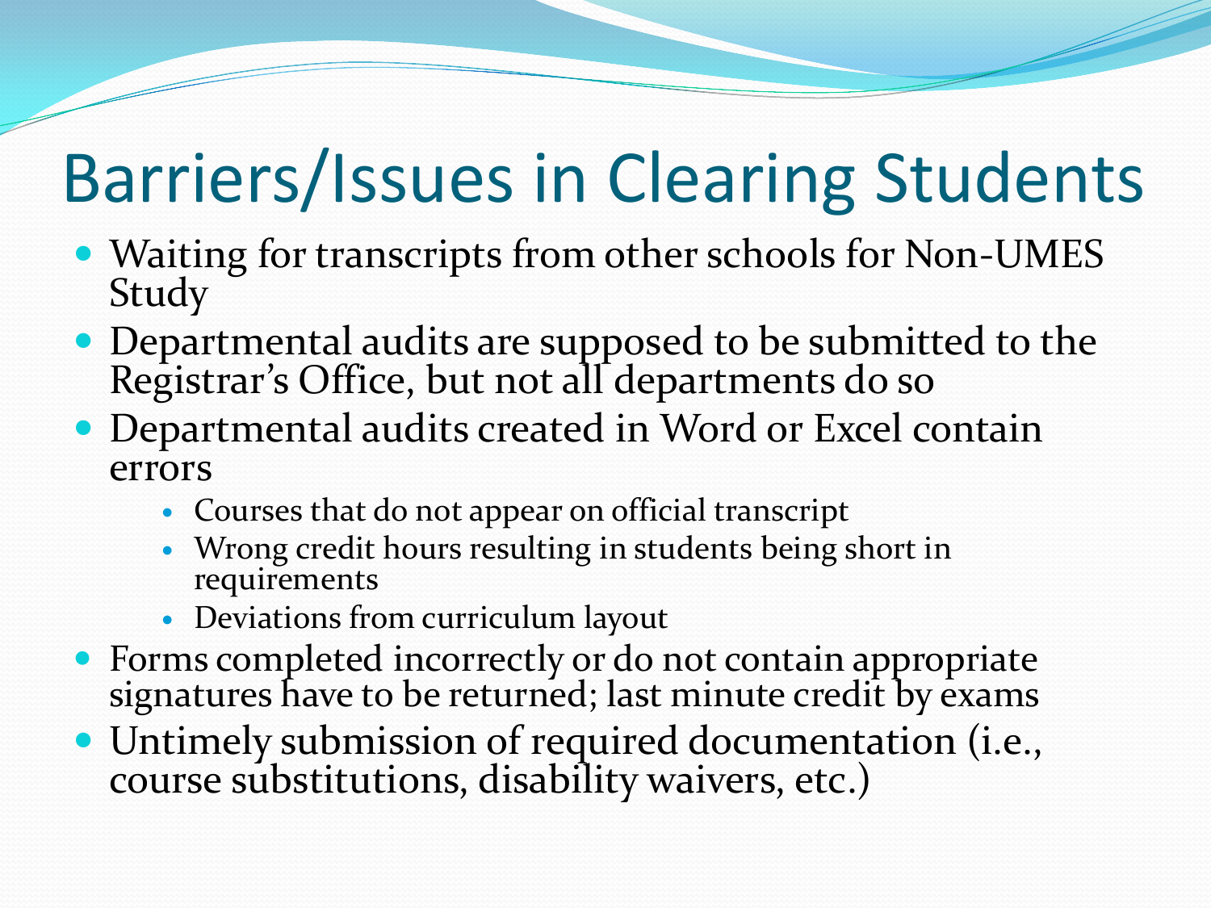# Barriers/Issues in Clearing Students

- Waiting for transcripts from other schools for Non-UMES Study
- Departmental audits are supposed to be submitted to the Registrar's Office, but not all departments do so
- Departmental audits created in Word or Excel contain errors
  - Courses that do not appear on official transcript
  - Wrong credit hours resulting in students being short in requirements
  - Deviations from curriculum layout
- Forms completed incorrectly or do not contain appropriate signatures have to be returned; last minute credit by exams
- Untimely submission of required documentation (i.e., course substitutions, disability waivers, etc.)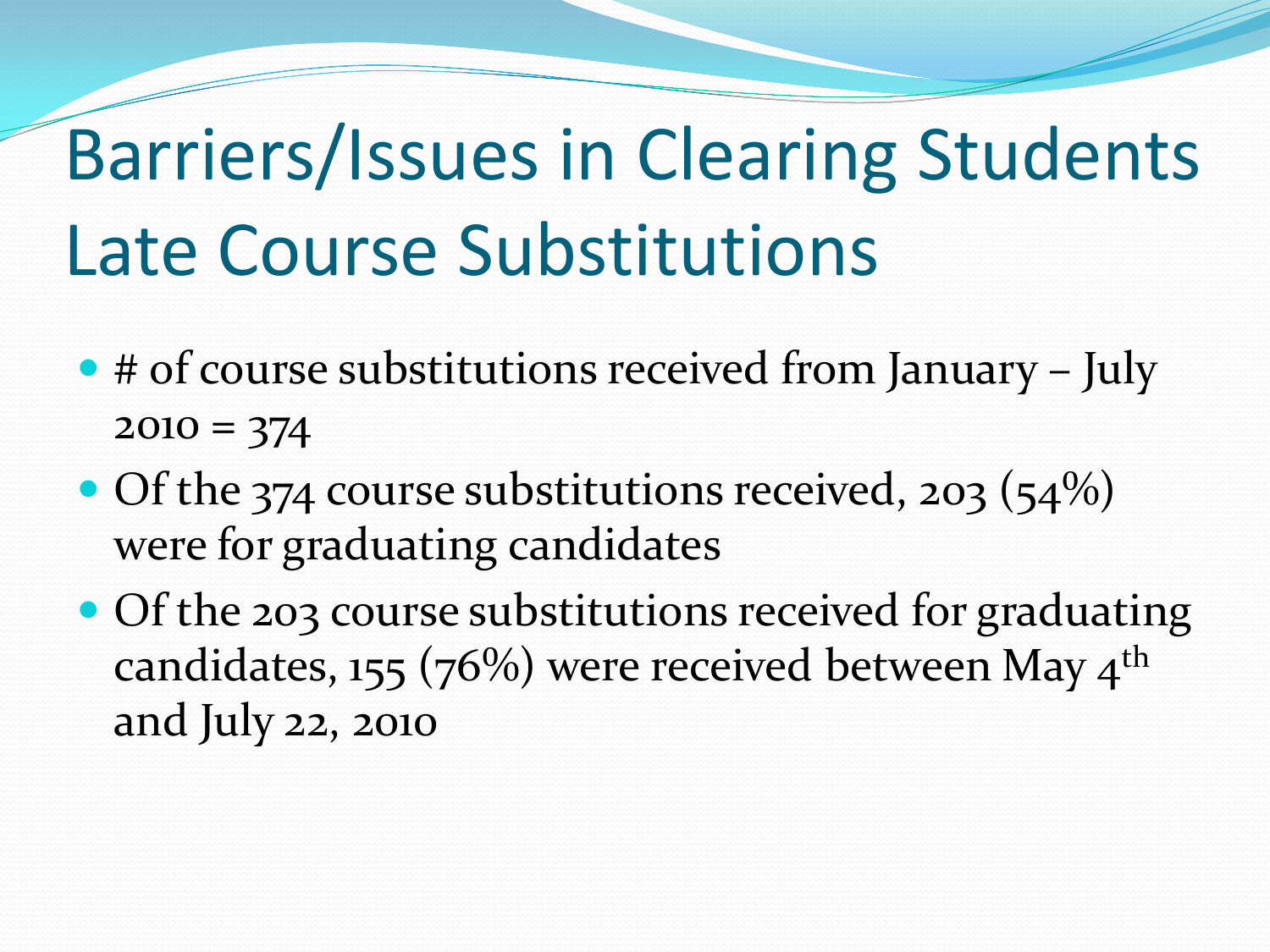# Barriers/Issues in Clearing Students Late Course Substitutions

- # of course substitutions received from January – July 2010 = 374
- Of the 374 course substitutions received, 203 (54%) were for graduating candidates
- Of the 203 course substitutions received for graduating candidates, 155 (76%) were received between May 4th and July 22, 2010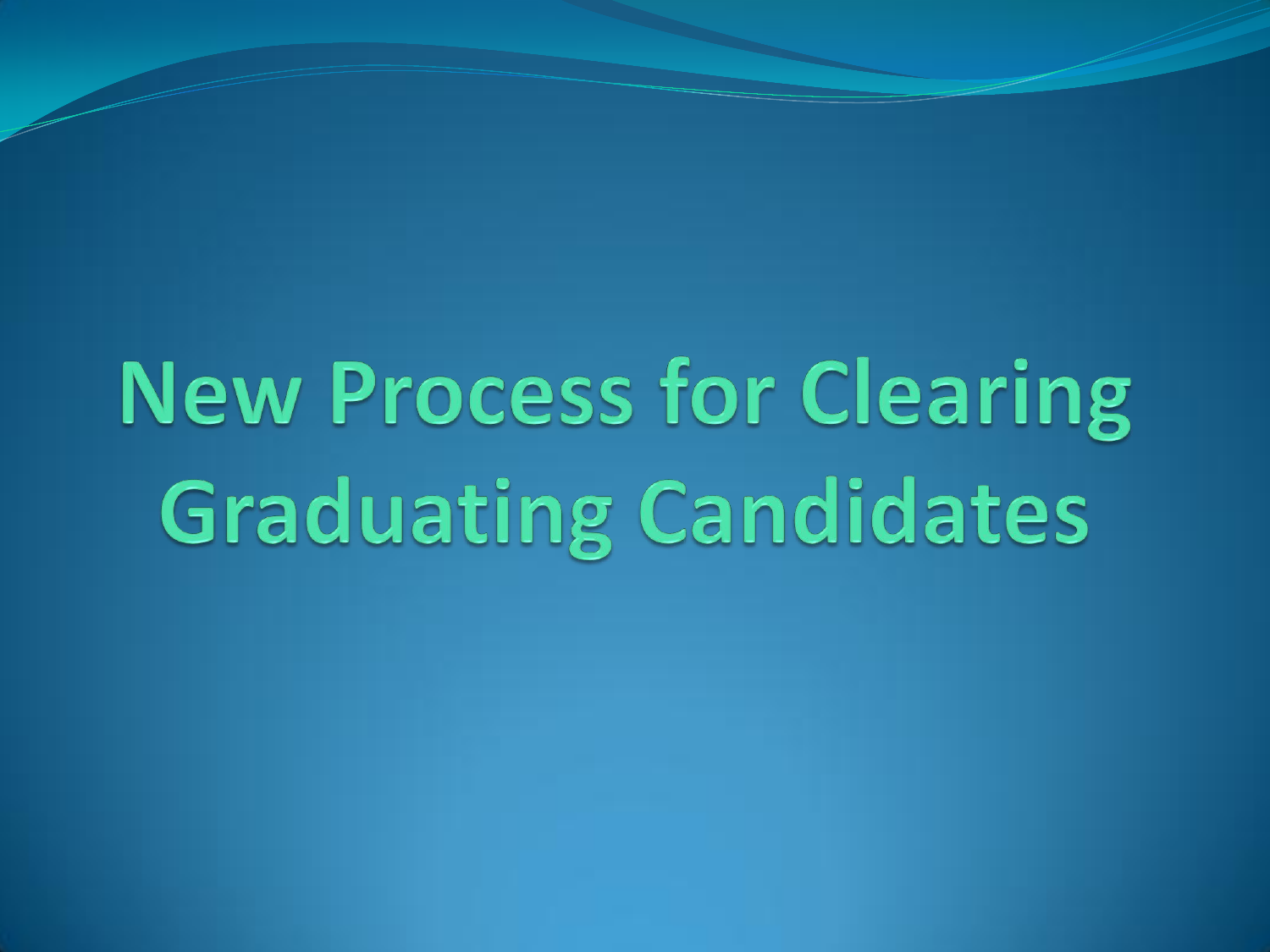# New Process for Clearing Graduating Candidates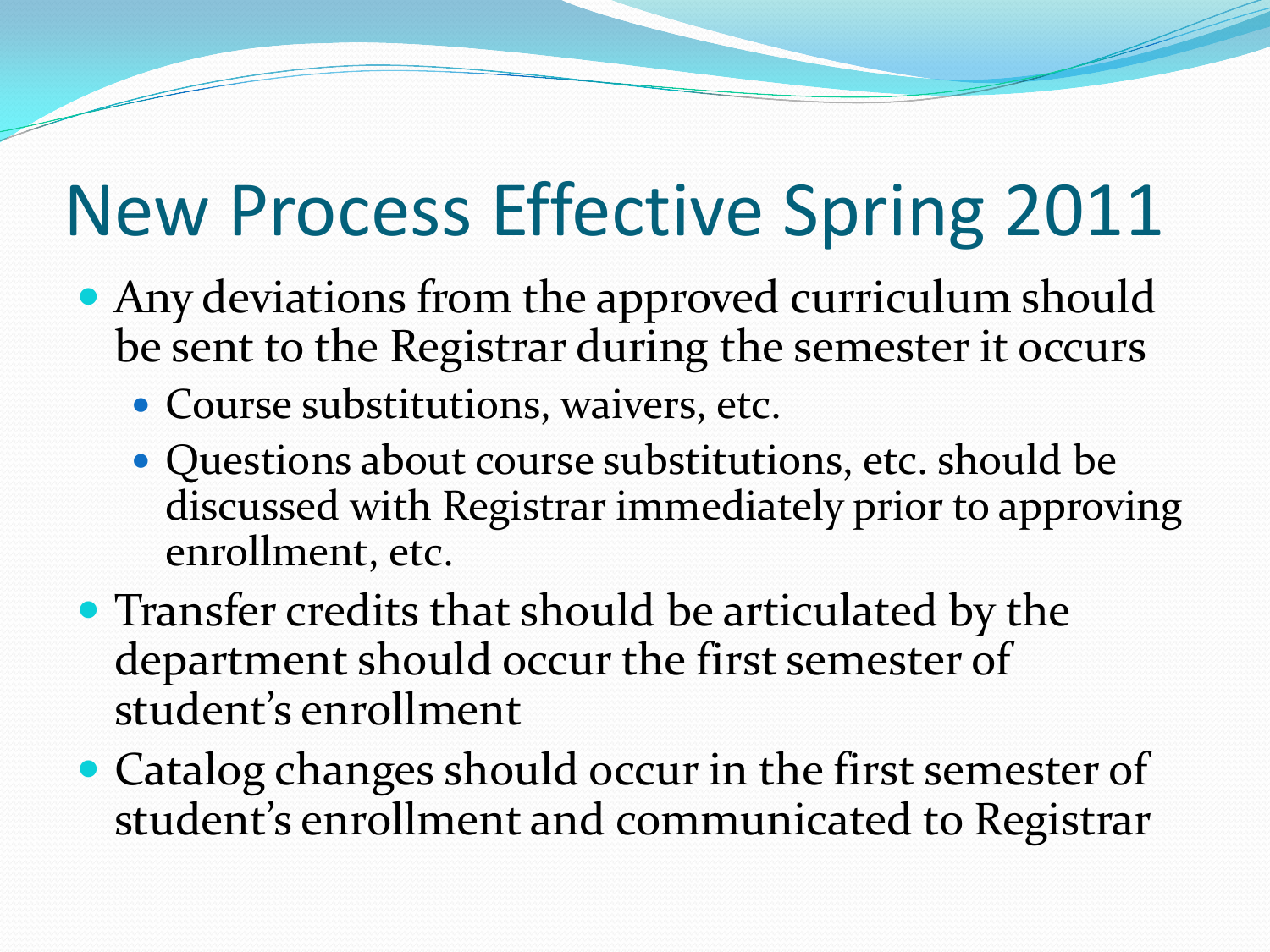# New Process Effective Spring 2011

- Any deviations from the approved curriculum should be sent to the Registrar during the semester it occurs
  - Course substitutions, waivers, etc.
  - Questions about course substitutions, etc. should be discussed with Registrar immediately prior to approving enrollment, etc.
- Transfer credits that should be articulated by the department should occur the first semester of student's enrollment
- Catalog changes should occur in the first semester of student's enrollment and communicated to Registrar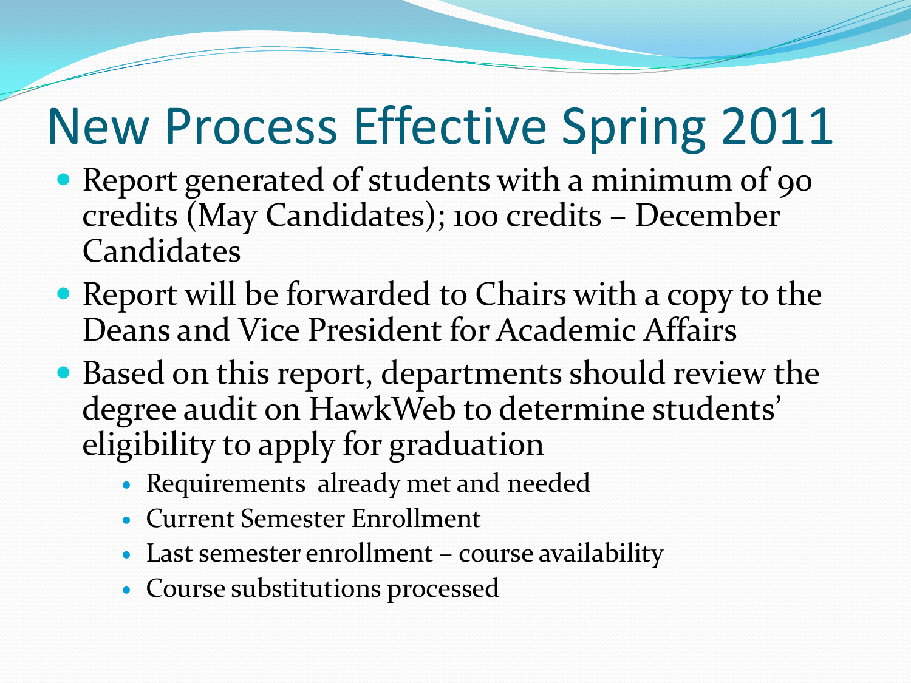# New Process Effective Spring 2011

- Report generated of students with a minimum of 90 credits (May Candidates); 100 credits – December Candidates
- Report will be forwarded to Chairs with a copy to the Deans and Vice President for Academic Affairs
- Based on this report, departments should review the degree audit on HawkWeb to determine students' eligibility to apply for graduation
  - Requirements already met and needed
  - Current Semester Enrollment
  - Last semester enrollment – course availability
  - Course substitutions processed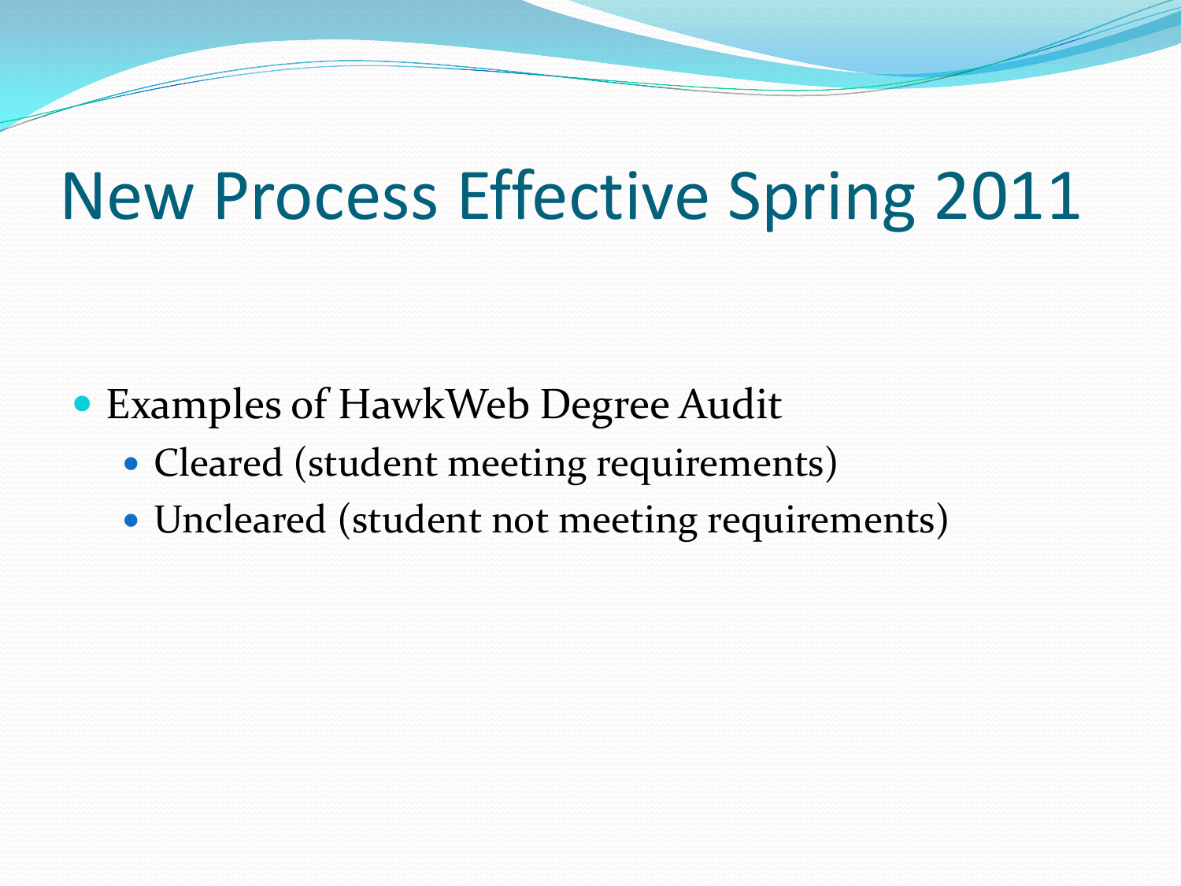# New Process Effective Spring 2011

- Examples of HawkWeb Degree Audit
  - Cleared (student meeting requirements)
  - Uncleared (student not meeting requirements)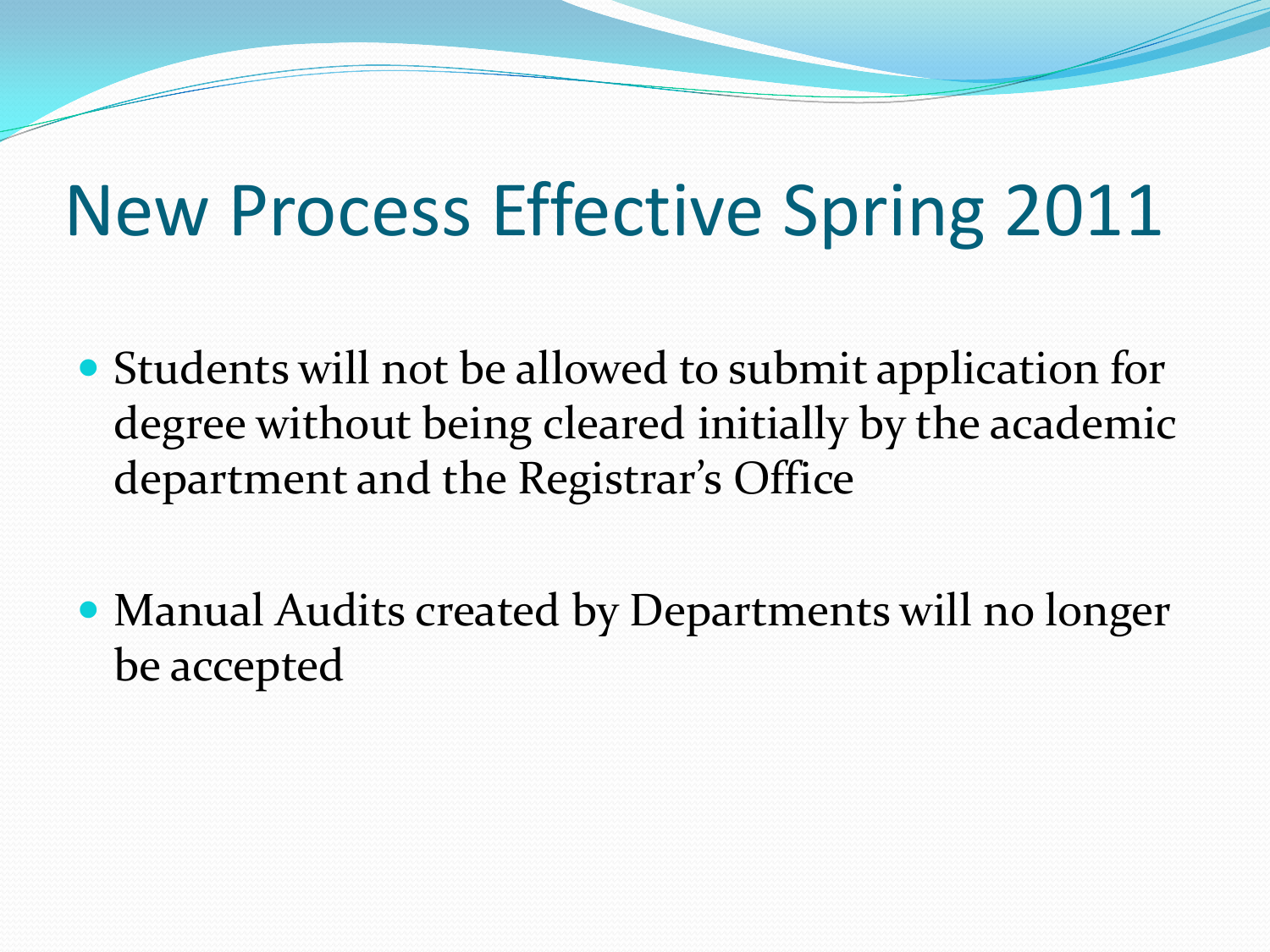# New Process Effective Spring 2011

- Students will not be allowed to submit application for degree without being cleared initially by the academic department and the Registrar's Office

- Manual Audits created by Departments will no longer be accepted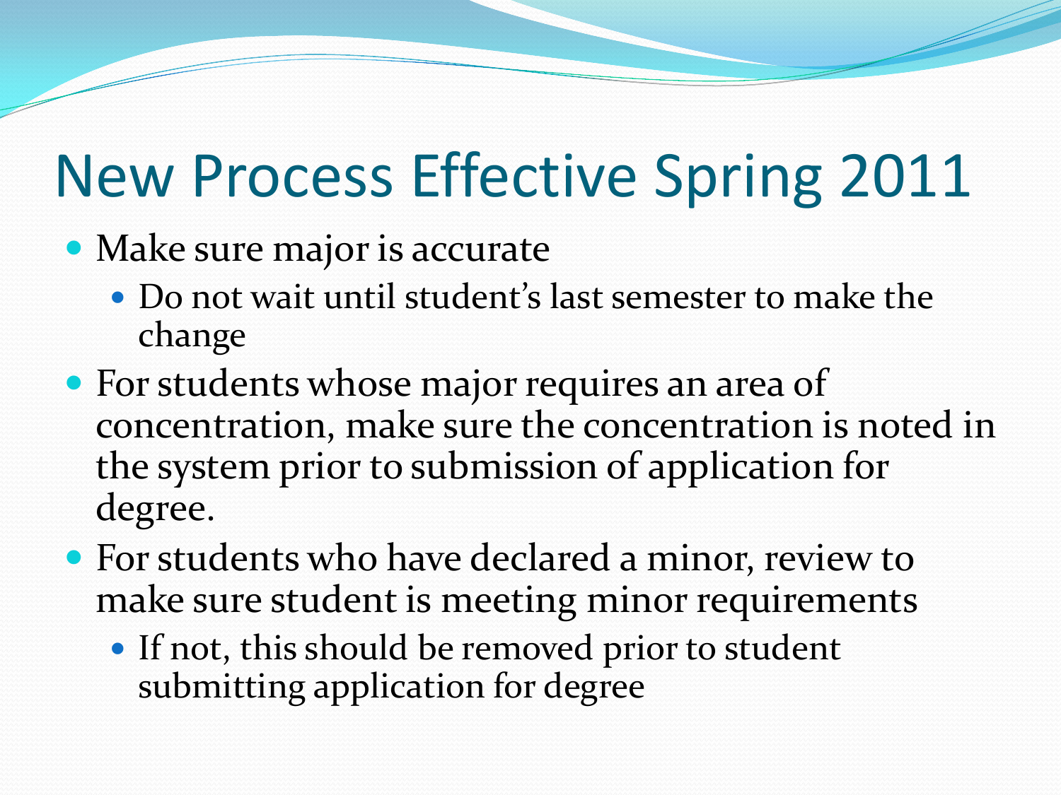# New Process Effective Spring 2011

- Make sure major is accurate
  - Do not wait until student's last semester to make the change
- For students whose major requires an area of concentration, make sure the concentration is noted in the system prior to submission of application for degree.
- For students who have declared a minor, review to make sure student is meeting minor requirements
  - If not, this should be removed prior to student submitting application for degree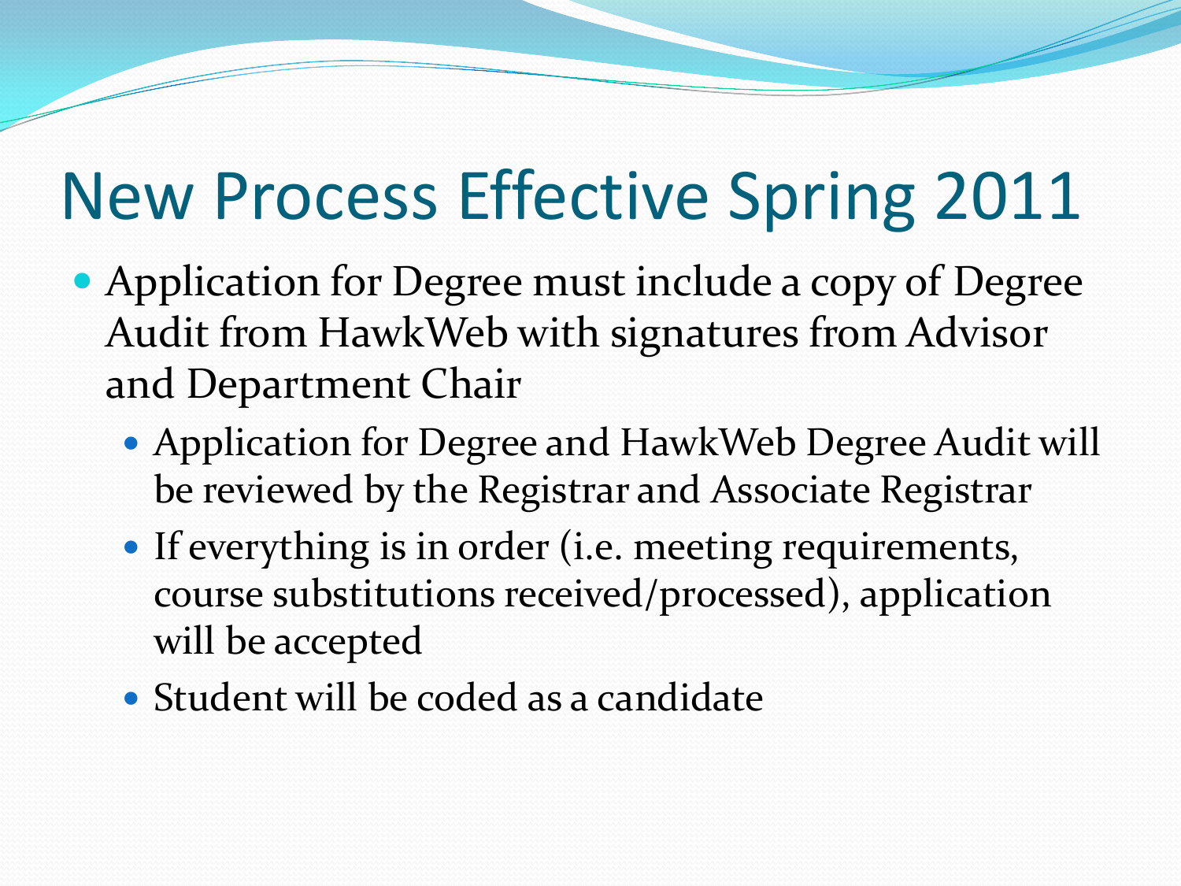# New Process Effective Spring 2011

- Application for Degree must include a copy of Degree Audit from HawkWeb with signatures from Advisor and Department Chair
  - Application for Degree and HawkWeb Degree Audit will be reviewed by the Registrar and Associate Registrar
  - If everything is in order (i.e. meeting requirements, course substitutions received/processed), application will be accepted
  - Student will be coded as a candidate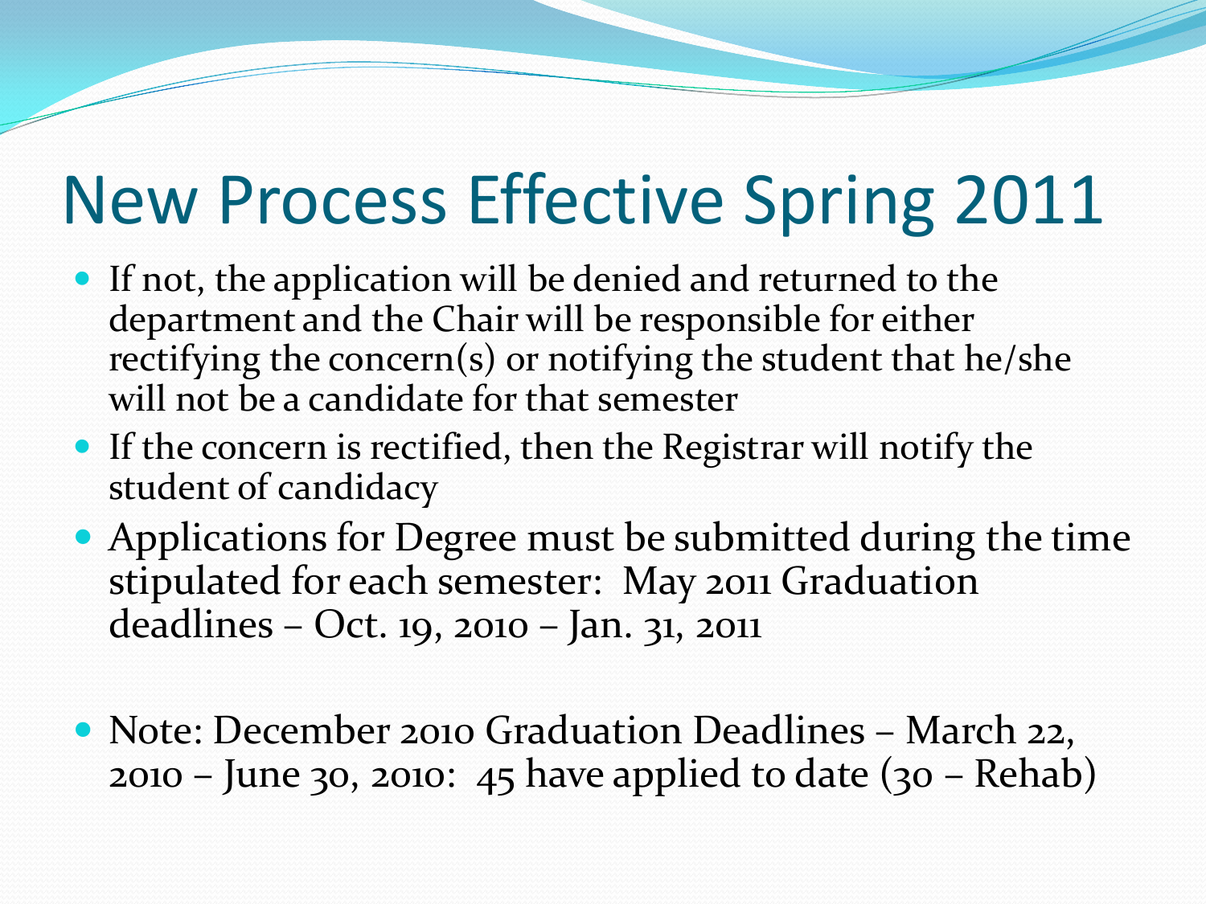# New Process Effective Spring 2011

- If not, the application will be denied and returned to the department and the Chair will be responsible for either rectifying the concern(s) or notifying the student that he/she will not be a candidate for that semester
- If the concern is rectified, then the Registrar will notify the student of candidacy
- Applications for Degree must be submitted during the time stipulated for each semester: May 2011 Graduation deadlines – Oct. 19, 2010 – Jan. 31, 2011

- Note: December 2010 Graduation Deadlines – March 22, 2010 – June 30, 2010: 45 have applied to date (30 – Rehab)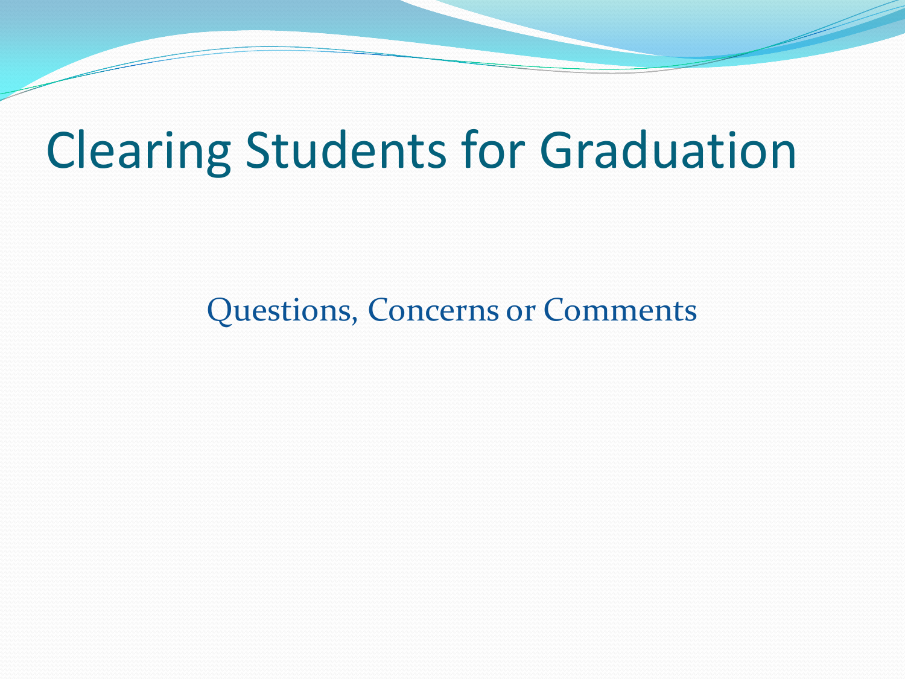# Clearing Students for Graduation

Questions, Concerns or Comments